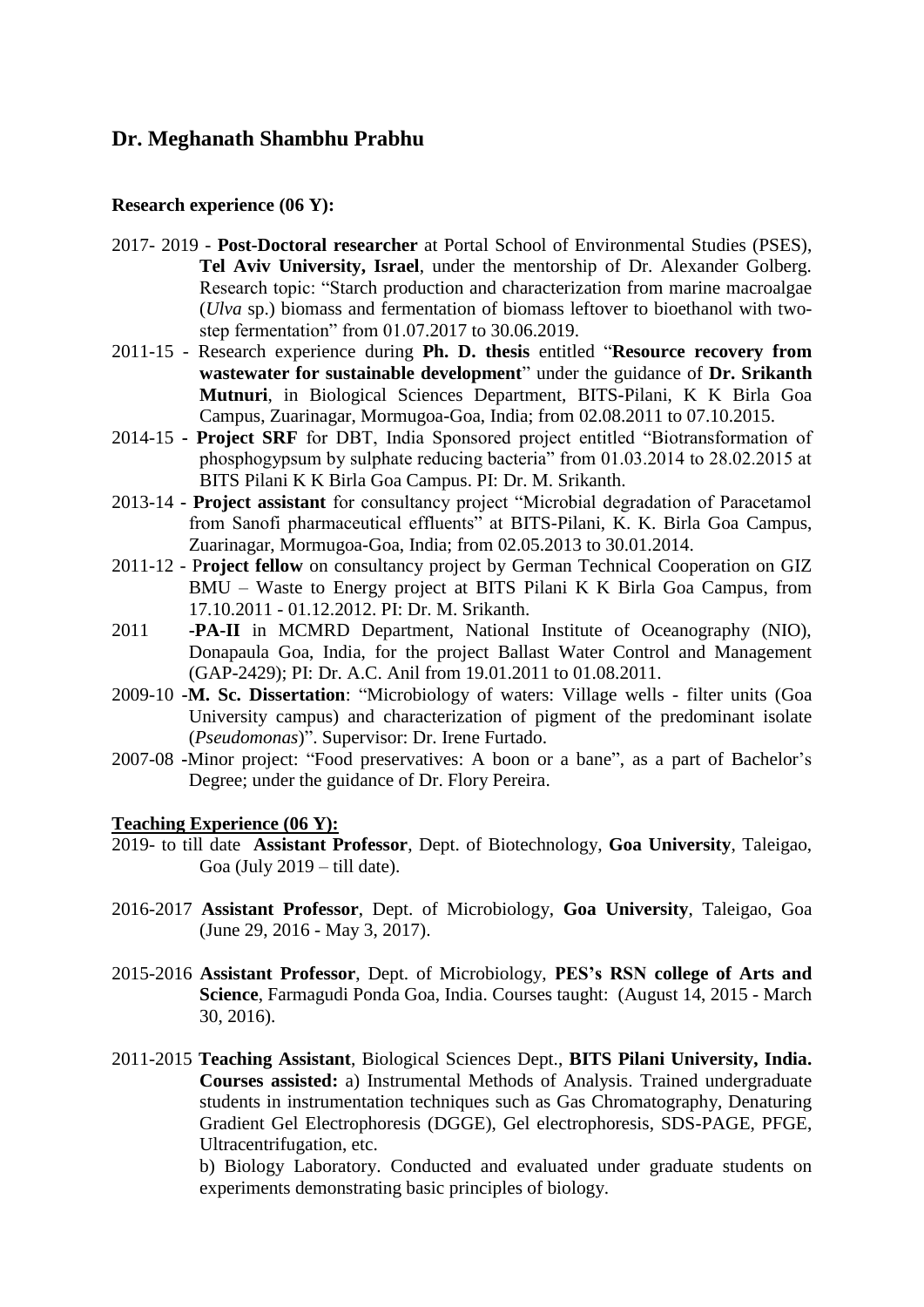# Dr. Meghanath Shambhu Prabhu

**Research experience (06 Y):**

2017- 2019 - **Post-Doctoral researcher** at Portal School of Environmental Studies (PSES), **Tel Aviv University, Israel**, under the mentorship of Dr. Alexander Golberg. Research topic: "Starch production and characterization from marine macroalgae (*Ulva* sp.) biomass and fermentation of biomass leftover to bioethanol with two-step fermentation" from 01.07.2017 to 30.06.2019.

2011-15 - Research experience during **Ph. D. thesis** entitled "**Resource recovery from wastewater for sustainable development**" under the guidance of **Dr. Srikanth Mutnuri**, in Biological Sciences Department, BITS-Pilani, K K Birla Goa Campus, Zuarinagar, Mormugoa-Goa, India; from 02.08.2011 to 07.10.2015.

2014-15 **- Project SRF** for DBT, India Sponsored project entitled "Biotransformation of phosphogypsum by sulphate reducing bacteria" from 01.03.2014 to 28.02.2015 at BITS Pilani K K Birla Goa Campus. PI: Dr. M. Srikanth.

2013-14 **- Project assistant** for consultancy project "Microbial degradation of Paracetamol from Sanofi pharmaceutical effluents" at BITS-Pilani, K. K. Birla Goa Campus, Zuarinagar, Mormugoa-Goa, India; from 02.05.2013 to 30.01.2014.

2011-12 - P**roject fellow** on consultancy project by German Technical Cooperation on GIZ BMU – Waste to Energy project at BITS Pilani K K Birla Goa Campus, from 17.10.2011 - 01.12.2012. PI: Dr. M. Srikanth.

2011 **-PA-II** in MCMRD Department, National Institute of Oceanography (NIO), Donapaula Goa, India, for the project Ballast Water Control and Management (GAP-2429); PI: Dr. A.C. Anil from 19.01.2011 to 01.08.2011.

2009-10 -**M. Sc. Dissertation**: "Microbiology of waters: Village wells - filter units (Goa University campus) and characterization of pigment of the predominant isolate (*Pseudomonas*)". Supervisor: Dr. Irene Furtado.

2007-08 -Minor project: "Food preservatives: A boon or a bane", as a part of Bachelor's Degree; under the guidance of Dr. Flory Pereira.

**Teaching Experience (06 Y):**

2019- to till date **Assistant Professor**, Dept. of Biotechnology, **Goa University**, Taleigao, Goa (July 2019 – till date).

2016-2017 **Assistant Professor**, Dept. of Microbiology, **Goa University**, Taleigao, Goa (June 29, 2016 - May 3, 2017).

2015-2016 **Assistant Professor**, Dept. of Microbiology, **PES's RSN college of Arts and Science**, Farmagudi Ponda Goa, India. Courses taught: (August 14, 2015 - March 30, 2016).

2011-2015 **Teaching Assistant**, Biological Sciences Dept., **BITS Pilani University, India. Courses assisted:** a) Instrumental Methods of Analysis. Trained undergraduate students in instrumentation techniques such as Gas Chromatography, Denaturing Gradient Gel Electrophoresis (DGGE), Gel electrophoresis, SDS-PAGE, PFGE, Ultracentrifugation, etc.

b) Biology Laboratory. Conducted and evaluated under graduate students on experiments demonstrating basic principles of biology.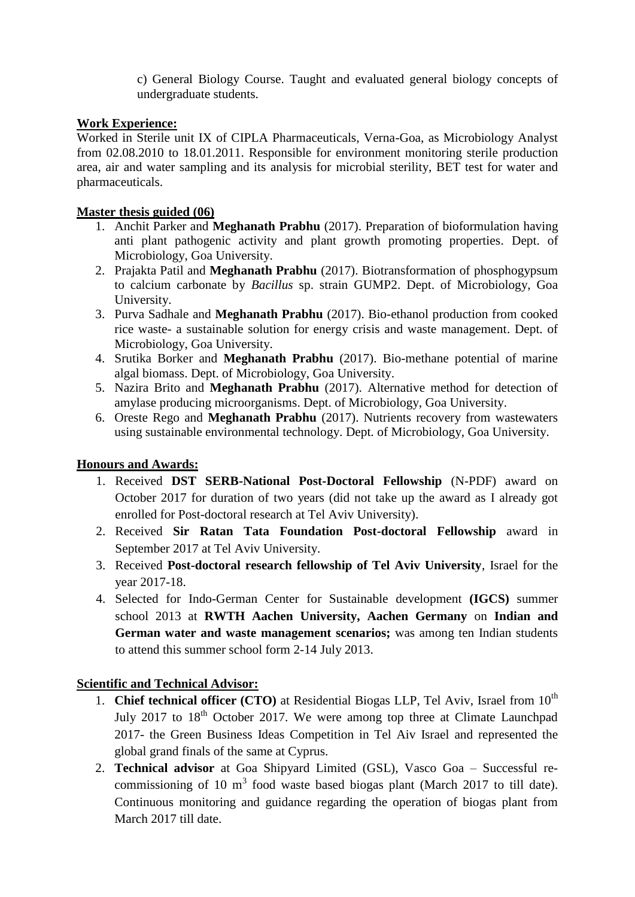c) General Biology Course. Taught and evaluated general biology concepts of undergraduate students.

**Work Experience:**

Worked in Sterile unit IX of CIPLA Pharmaceuticals, Verna-Goa, as Microbiology Analyst from 02.08.2010 to 18.01.2011. Responsible for environment monitoring sterile production area, air and water sampling and its analysis for microbial sterility, BET test for water and pharmaceuticals.

**Master thesis guided (06)**

1. Anchit Parker and **Meghanath Prabhu** (2017). Preparation of bioformulation having anti plant pathogenic activity and plant growth promoting properties. Dept. of Microbiology, Goa University.
2. Prajakta Patil and **Meghanath Prabhu** (2017). Biotransformation of phosphogypsum to calcium carbonate by *Bacillus* sp. strain GUMP2. Dept. of Microbiology, Goa University.
3. Purva Sadhale and **Meghanath Prabhu** (2017). Bio-ethanol production from cooked rice waste- a sustainable solution for energy crisis and waste management. Dept. of Microbiology, Goa University.
4. Srutika Borker and **Meghanath Prabhu** (2017). Bio-methane potential of marine algal biomass. Dept. of Microbiology, Goa University.
5. Nazira Brito and **Meghanath Prabhu** (2017). Alternative method for detection of amylase producing microorganisms. Dept. of Microbiology, Goa University.
6. Oreste Rego and **Meghanath Prabhu** (2017). Nutrients recovery from wastewaters using sustainable environmental technology. Dept. of Microbiology, Goa University.

**Honours and Awards:**

1. Received **DST SERB-National Post-Doctoral Fellowship** (N-PDF) award on October 2017 for duration of two years (did not take up the award as I already got enrolled for Post-doctoral research at Tel Aviv University).
2. Received **Sir Ratan Tata Foundation Post-doctoral Fellowship** award in September 2017 at Tel Aviv University.
3. Received **Post-doctoral research fellowship of Tel Aviv University**, Israel for the year 2017-18.
4. Selected for Indo-German Center for Sustainable development **(IGCS)** summer school 2013 at **RWTH Aachen University, Aachen Germany** on **Indian and German water and waste management scenarios;** was among ten Indian students to attend this summer school form 2-14 July 2013.

**Scientific and Technical Advisor:**

1. **Chief technical officer (CTO)** at Residential Biogas LLP, Tel Aviv, Israel from 10th July 2017 to 18th October 2017. We were among top three at Climate Launchpad 2017- the Green Business Ideas Competition in Tel Aiv Israel and represented the global grand finals of the same at Cyprus.
2. **Technical advisor** at Goa Shipyard Limited (GSL), Vasco Goa – Successful re-commissioning of 10 $m^3$ food waste based biogas plant (March 2017 to till date). Continuous monitoring and guidance regarding the operation of biogas plant from March 2017 till date.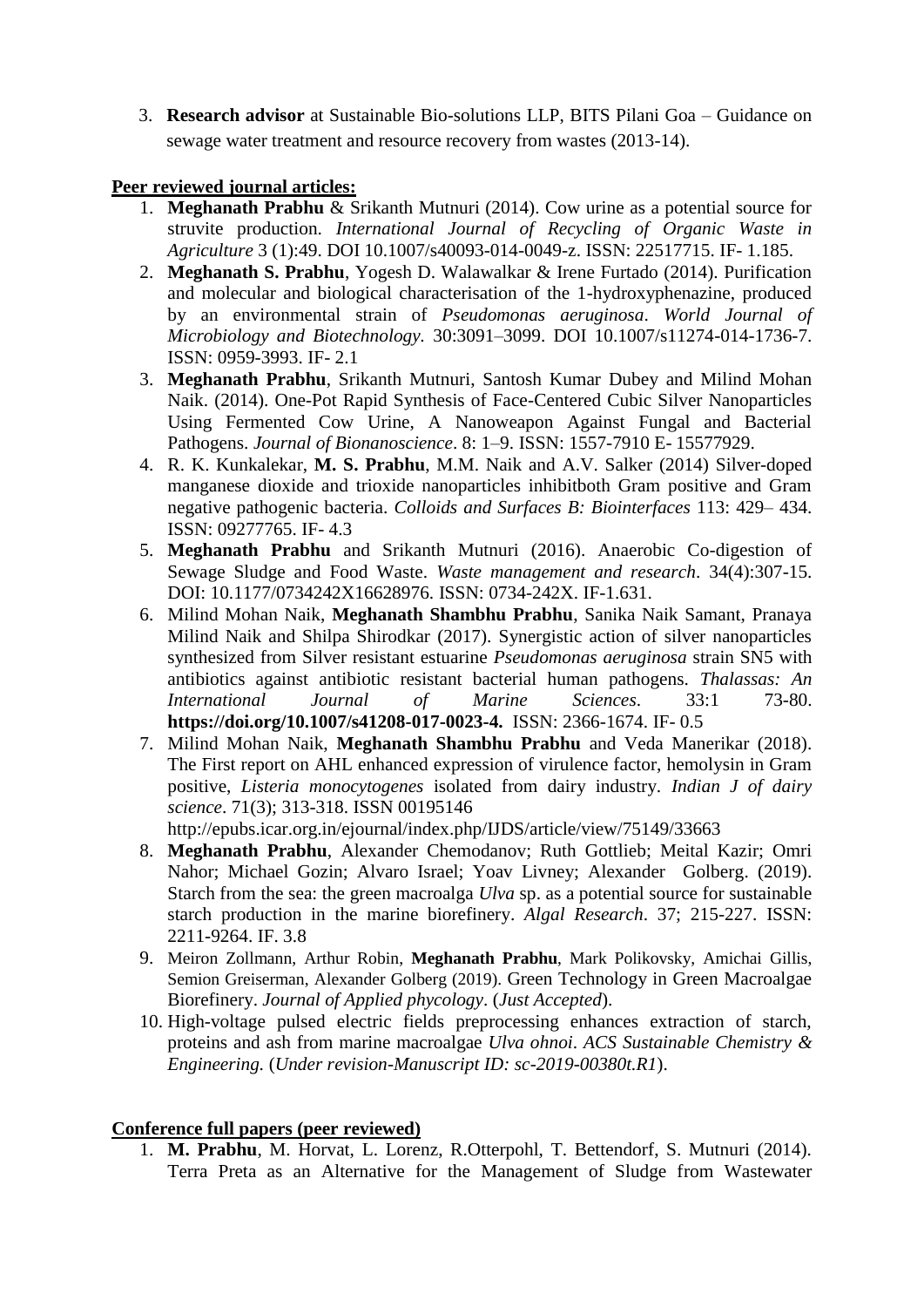3. **Research advisor** at Sustainable Bio-solutions LLP, BITS Pilani Goa – Guidance on sewage water treatment and resource recovery from wastes (2013-14).

**Peer reviewed journal articles:**

1. **Meghanath Prabhu** & Srikanth Mutnuri (2014). Cow urine as a potential source for struvite production. *International Journal of Recycling of Organic Waste in Agriculture* 3 (1):49. DOI 10.1007/s40093-014-0049-z. ISSN: 22517715. IF- 1.185.
2. **Meghanath S. Prabhu**, Yogesh D. Walawalkar & Irene Furtado (2014). Purification and molecular and biological characterisation of the 1-hydroxyphenazine, produced by an environmental strain of *Pseudomonas aeruginosa*. *World Journal of Microbiology and Biotechnology.* 30:3091–3099. DOI 10.1007/s11274-014-1736-7. ISSN: 0959-3993. IF- 2.1
3. **Meghanath Prabhu**, Srikanth Mutnuri, Santosh Kumar Dubey and Milind Mohan Naik. (2014). One-Pot Rapid Synthesis of Face-Centered Cubic Silver Nanoparticles Using Fermented Cow Urine, A Nanoweapon Against Fungal and Bacterial Pathogens. *Journal of Bionanoscience*. 8: 1–9. ISSN: 1557-7910 E- 15577929.
4. R. K. Kunkalekar, **M. S. Prabhu**, M.M. Naik and A.V. Salker (2014) Silver-doped manganese dioxide and trioxide nanoparticles inhibitboth Gram positive and Gram negative pathogenic bacteria. *Colloids and Surfaces B: Biointerfaces* 113: 429– 434. ISSN: 09277765. IF- 4.3
5. **Meghanath Prabhu** and Srikanth Mutnuri (2016). Anaerobic Co-digestion of Sewage Sludge and Food Waste. *Waste management and research*. 34(4):307-15. DOI: 10.1177/0734242X16628976. ISSN: 0734-242X. IF-1.631.
6. Milind Mohan Naik, **Meghanath Shambhu Prabhu**, Sanika Naik Samant, Pranaya Milind Naik and Shilpa Shirodkar (2017). Synergistic action of silver nanoparticles synthesized from Silver resistant estuarine *Pseudomonas aeruginosa* strain SN5 with antibiotics against antibiotic resistant bacterial human pathogens. *Thalassas: An International Journal of Marine Sciences*. 33:1 73-80. **https://doi.org/10.1007/s41208-017-0023-4.** ISSN: 2366-1674. IF- 0.5
7. Milind Mohan Naik, **Meghanath Shambhu Prabhu** and Veda Manerikar (2018). The First report on AHL enhanced expression of virulence factor, hemolysin in Gram positive, *Listeria monocytogenes* isolated from dairy industry. *Indian J of dairy science*. 71(3); 313-318. ISSN 00195146 http://epubs.icar.org.in/ejournal/index.php/IJDS/article/view/75149/33663
8. **Meghanath Prabhu**, Alexander Chemodanov; Ruth Gottlieb; Meital Kazir; Omri Nahor; Michael Gozin; Alvaro Israel; Yoav Livney; Alexander Golberg. (2019). Starch from the sea: the green macroalga *Ulva* sp. as a potential source for sustainable starch production in the marine biorefinery. *Algal Research*. 37; 215-227. ISSN: 2211-9264. IF. 3.8
9. Meiron Zollmann, Arthur Robin, **Meghanath Prabhu**, Mark Polikovsky, Amichai Gillis, Semion Greiserman, Alexander Golberg (2019). Green Technology in Green Macroalgae Biorefinery. *Journal of Applied phycology*. (*Just Accepted*).
10. High-voltage pulsed electric fields preprocessing enhances extraction of starch, proteins and ash from marine macroalgae *Ulva ohnoi*. *ACS Sustainable Chemistry & Engineering.* (*Under revision-Manuscript ID: sc-2019-00380t.R1*).

**Conference full papers (peer reviewed)**

1. **M. Prabhu**, M. Horvat, L. Lorenz, R.Otterpohl, T. Bettendorf, S. Mutnuri (2014). Terra Preta as an Alternative for the Management of Sludge from Wastewater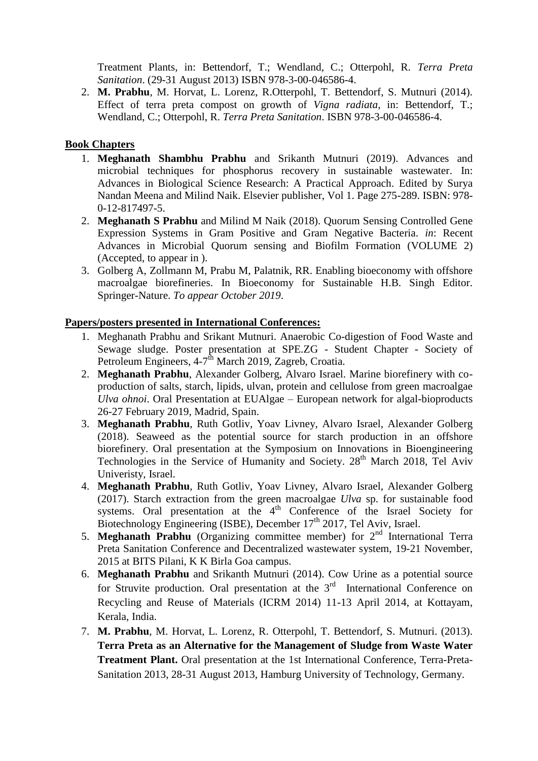Treatment Plants, in: Bettendorf, T.; Wendland, C.; Otterpohl, R. *Terra Preta Sanitation*. (29-31 August 2013) ISBN 978-3-00-046586-4.

2. **M. Prabhu**, M. Horvat, L. Lorenz, R.Otterpohl, T. Bettendorf, S. Mutnuri (2014). Effect of terra preta compost on growth of *Vigna radiata*, in: Bettendorf, T.; Wendland, C.; Otterpohl, R. *Terra Preta Sanitation*. ISBN 978-3-00-046586-4.

**Book Chapters**

1. **Meghanath Shambhu Prabhu** and Srikanth Mutnuri (2019). Advances and microbial techniques for phosphorus recovery in sustainable wastewater. In: Advances in Biological Science Research: A Practical Approach. Edited by Surya Nandan Meena and Milind Naik. Elsevier publisher, Vol 1. Page 275-289. ISBN: 978-0-12-817497-5.
2. **Meghanath S Prabhu** and Milind M Naik (2018). Quorum Sensing Controlled Gene Expression Systems in Gram Positive and Gram Negative Bacteria. *in*: Recent Advances in Microbial Quorum sensing and Biofilm Formation (VOLUME 2) (Accepted, to appear in ).
3. Golberg A, Zollmann M, Prabu M, Palatnik, RR. Enabling bioeconomy with offshore macroalgae biorefineries. In Bioeconomy for Sustainable H.B. Singh Editor. Springer-Nature. *To appear October 2019*.

**Papers/posters presented in International Conferences:**

1. Meghanath Prabhu and Srikant Mutnuri. Anaerobic Co-digestion of Food Waste and Sewage sludge. Poster presentation at SPE.ZG - Student Chapter - Society of Petroleum Engineers, 4-7th March 2019, Zagreb, Croatia.
2. **Meghanath Prabhu**, Alexander Golberg, Alvaro Israel. Marine biorefinery with co-production of salts, starch, lipids, ulvan, protein and cellulose from green macroalgae *Ulva ohnoi*. Oral Presentation at EUAlgae – European network for algal-bioproducts 26-27 February 2019, Madrid, Spain.
3. **Meghanath Prabhu**, Ruth Gotliv, Yoav Livney, Alvaro Israel, Alexander Golberg (2018). Seaweed as the potential source for starch production in an offshore biorefinery. Oral presentation at the Symposium on Innovations in Bioengineering Technologies in the Service of Humanity and Society. 28th March 2018, Tel Aviv Univeristy, Israel.
4. **Meghanath Prabhu**, Ruth Gotliv, Yoav Livney, Alvaro Israel, Alexander Golberg (2017). Starch extraction from the green macroalgae *Ulva* sp. for sustainable food systems. Oral presentation at the 4th Conference of the Israel Society for Biotechnology Engineering (ISBE), December 17th 2017, Tel Aviv, Israel.
5. **Meghanath Prabhu** (Organizing committee member) for 2nd International Terra Preta Sanitation Conference and Decentralized wastewater system, 19-21 November, 2015 at BITS Pilani, K K Birla Goa campus.
6. **Meghanath Prabhu** and Srikanth Mutnuri (2014). Cow Urine as a potential source for Struvite production. Oral presentation at the 3rd International Conference on Recycling and Reuse of Materials (ICRM 2014) 11-13 April 2014, at Kottayam, Kerala, India.
7. **M. Prabhu**, M. Horvat, L. Lorenz, R. Otterpohl, T. Bettendorf, S. Mutnuri. (2013). **Terra Preta as an Alternative for the Management of Sludge from Waste Water Treatment Plant.** Oral presentation at the 1st International Conference, Terra-Preta-Sanitation 2013, 28-31 August 2013, Hamburg University of Technology, Germany.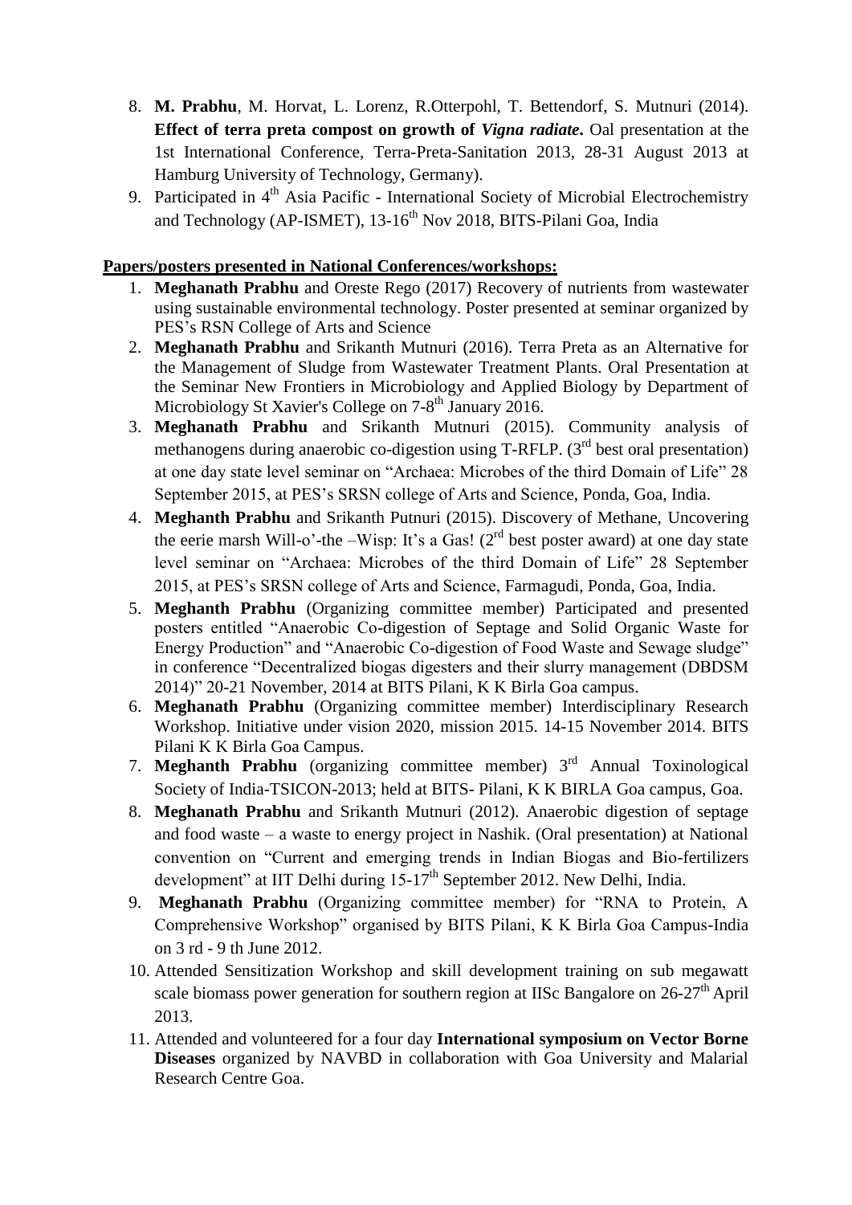8. **M. Prabhu**, M. Horvat, L. Lorenz, R.Otterpohl, T. Bettendorf, S. Mutnuri (2014). **Effect of terra preta compost on growth of *Vigna radiate*.** Oal presentation at the 1st International Conference, Terra-Preta-Sanitation 2013, 28-31 August 2013 at Hamburg University of Technology, Germany).
9. Participated in 4th Asia Pacific - International Society of Microbial Electrochemistry and Technology (AP-ISMET), 13-16th Nov 2018, BITS-Pilani Goa, India

**Papers/posters presented in National Conferences/workshops:**

1. **Meghanath Prabhu** and Oreste Rego (2017) Recovery of nutrients from wastewater using sustainable environmental technology. Poster presented at seminar organized by PES's RSN College of Arts and Science
2. **Meghanath Prabhu** and Srikanth Mutnuri (2016). Terra Preta as an Alternative for the Management of Sludge from Wastewater Treatment Plants. Oral Presentation at the Seminar New Frontiers in Microbiology and Applied Biology by Department of Microbiology St Xavier's College on 7-8th January 2016.
3. **Meghanath Prabhu** and Srikanth Mutnuri (2015). Community analysis of methanogens during anaerobic co-digestion using T-RFLP. (3rd best oral presentation) at one day state level seminar on "Archaea: Microbes of the third Domain of Life" 28 September 2015, at PES's SRSN college of Arts and Science, Ponda, Goa, India.
4. **Meghanth Prabhu** and Srikanth Putnuri (2015). Discovery of Methane, Uncovering the eerie marsh Will-o'-the –Wisp: It's a Gas! (2rd best poster award) at one day state level seminar on "Archaea: Microbes of the third Domain of Life" 28 September 2015, at PES's SRSN college of Arts and Science, Farmagudi, Ponda, Goa, India.
5. **Meghanth Prabhu** (Organizing committee member) Participated and presented posters entitled "Anaerobic Co-digestion of Septage and Solid Organic Waste for Energy Production" and "Anaerobic Co-digestion of Food Waste and Sewage sludge" in conference "Decentralized biogas digesters and their slurry management (DBDSM 2014)" 20-21 November, 2014 at BITS Pilani, K K Birla Goa campus.
6. **Meghanath Prabhu** (Organizing committee member) Interdisciplinary Research Workshop. Initiative under vision 2020, mission 2015. 14-15 November 2014. BITS Pilani K K Birla Goa Campus.
7. **Meghanth Prabhu** (organizing committee member) 3rd Annual Toxinological Society of India-TSICON-2013; held at BITS- Pilani, K K BIRLA Goa campus, Goa.
8. **Meghanath Prabhu** and Srikanth Mutnuri (2012). Anaerobic digestion of septage and food waste – a waste to energy project in Nashik. (Oral presentation) at National convention on "Current and emerging trends in Indian Biogas and Bio-fertilizers development" at IIT Delhi during 15-17th September 2012. New Delhi, India.
9. **Meghanath Prabhu** (Organizing committee member) for "RNA to Protein, A Comprehensive Workshop" organised by BITS Pilani, K K Birla Goa Campus-India on 3 rd - 9 th June 2012.
10. Attended Sensitization Workshop and skill development training on sub megawatt scale biomass power generation for southern region at IISc Bangalore on 26-27th April 2013.
11. Attended and volunteered for a four day **International symposium on Vector Borne Diseases** organized by NAVBD in collaboration with Goa University and Malarial Research Centre Goa.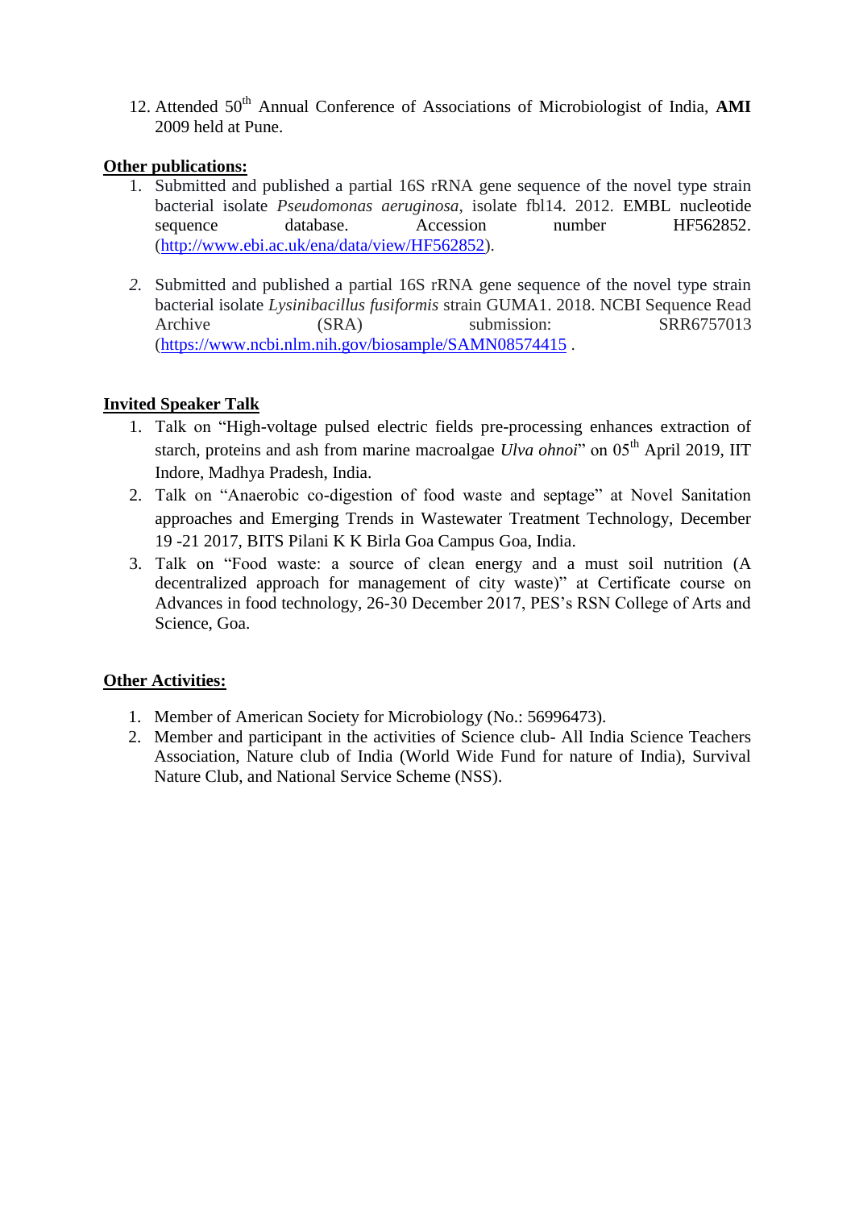12. Attended 50th Annual Conference of Associations of Microbiologist of India, **AMI** 2009 held at Pune.

**Other publications:**

1. Submitted and published a partial 16S rRNA gene sequence of the novel type strain bacterial isolate *Pseudomonas aeruginosa*, isolate fbl14. 2012. EMBL nucleotide sequence database. Accession number HF562852. (http://www.ebi.ac.uk/ena/data/view/HF562852).

2. Submitted and published a partial 16S rRNA gene sequence of the novel type strain bacterial isolate *Lysinibacillus fusiformis* strain GUMA1. 2018. NCBI Sequence Read Archive (SRA) submission: SRR6757013 (https://www.ncbi.nlm.nih.gov/biosample/SAMN08574415 .

**Invited Speaker Talk**

1. Talk on "High-voltage pulsed electric fields pre-processing enhances extraction of starch, proteins and ash from marine macroalgae *Ulva ohnoi*" on 05th April 2019, IIT Indore, Madhya Pradesh, India.
2. Talk on "Anaerobic co-digestion of food waste and septage" at Novel Sanitation approaches and Emerging Trends in Wastewater Treatment Technology, December 19 -21 2017, BITS Pilani K K Birla Goa Campus Goa, India.
3. Talk on "Food waste: a source of clean energy and a must soil nutrition (A decentralized approach for management of city waste)" at Certificate course on Advances in food technology, 26-30 December 2017, PES's RSN College of Arts and Science, Goa.

**Other Activities:**

1. Member of American Society for Microbiology (No.: 56996473).
2. Member and participant in the activities of Science club- All India Science Teachers Association, Nature club of India (World Wide Fund for nature of India), Survival Nature Club, and National Service Scheme (NSS).